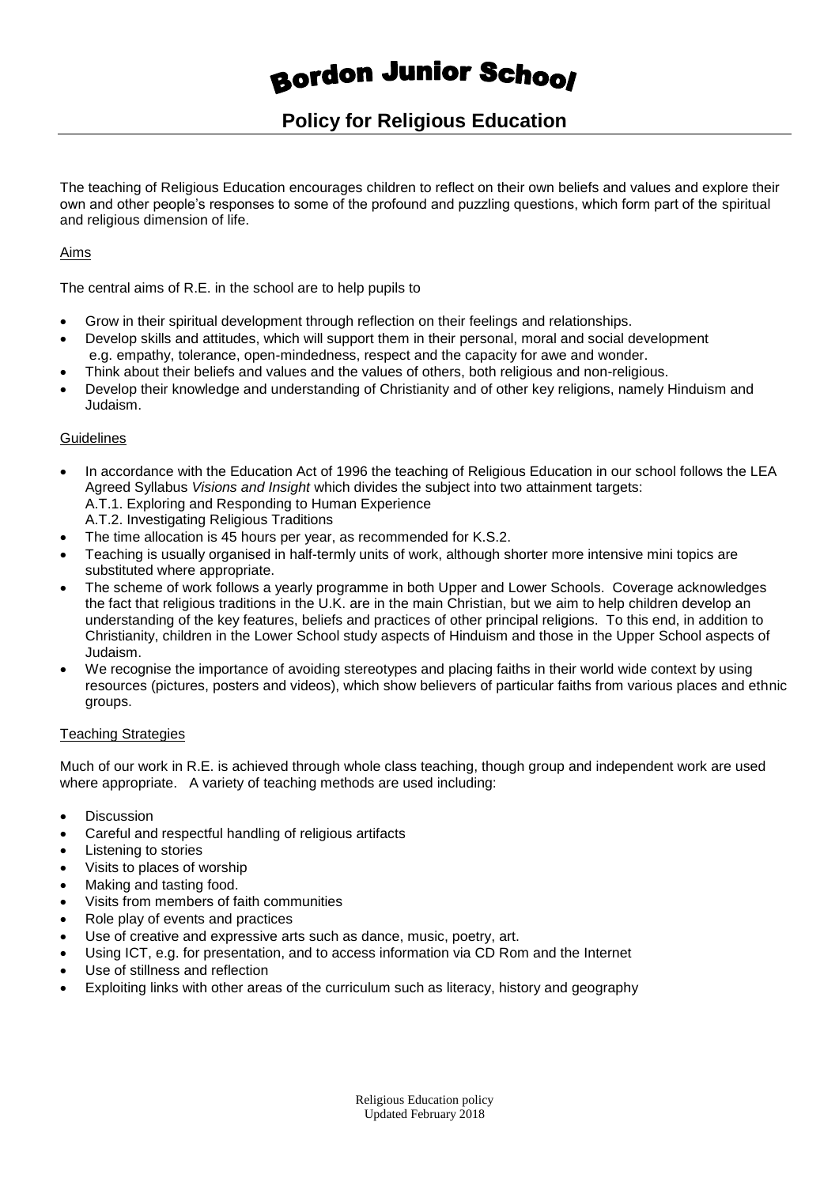# Bordon Junior School

## Policy for Religious Education

The teaching of Religious Education encourages children to reflect on their own beliefs and values and explore their own and other people's responses to some of the profound and puzzling questions, which form part of the spiritual and religious dimension of life.

### Aims

The central aims of R.E. in the school are to help pupils to

- Grow in their spiritual development through reflection on their feelings and relationships.
- Develop skills and attitudes, which will support them in their personal, moral and social development e.g. empathy, tolerance, open-mindedness, respect and the capacity for awe and wonder.
- Think about their beliefs and values and the values of others, both religious and non-religious.
- Develop their knowledge and understanding of Christianity and of other key religions, namely Hinduism and Judaism.

### Guidelines

- In accordance with the Education Act of 1996 the teaching of Religious Education in our school follows the LEA Agreed Syllabus *Visions and Insight* which divides the subject into two attainment targets:
  A.T.1. Exploring and Responding to Human Experience
  A.T.2. Investigating Religious Traditions
- The time allocation is 45 hours per year, as recommended for K.S.2.
- Teaching is usually organised in half-termly units of work, although shorter more intensive mini topics are substituted where appropriate.
- The scheme of work follows a yearly programme in both Upper and Lower Schools. Coverage acknowledges the fact that religious traditions in the U.K. are in the main Christian, but we aim to help children develop an understanding of the key features, beliefs and practices of other principal religions. To this end, in addition to Christianity, children in the Lower School study aspects of Hinduism and those in the Upper School aspects of Judaism.
- We recognise the importance of avoiding stereotypes and placing faiths in their world wide context by using resources (pictures, posters and videos), which show believers of particular faiths from various places and ethnic groups.

### Teaching Strategies

Much of our work in R.E. is achieved through whole class teaching, though group and independent work are used where appropriate. A variety of teaching methods are used including:

- Discussion
- Careful and respectful handling of religious artifacts
- Listening to stories
- Visits to places of worship
- Making and tasting food.
- Visits from members of faith communities
- Role play of events and practices
- Use of creative and expressive arts such as dance, music, poetry, art.
- Using ICT, e.g. for presentation, and to access information via CD Rom and the Internet
- Use of stillness and reflection
- Exploiting links with other areas of the curriculum such as literacy, history and geography

Religious Education policy
Updated February 2018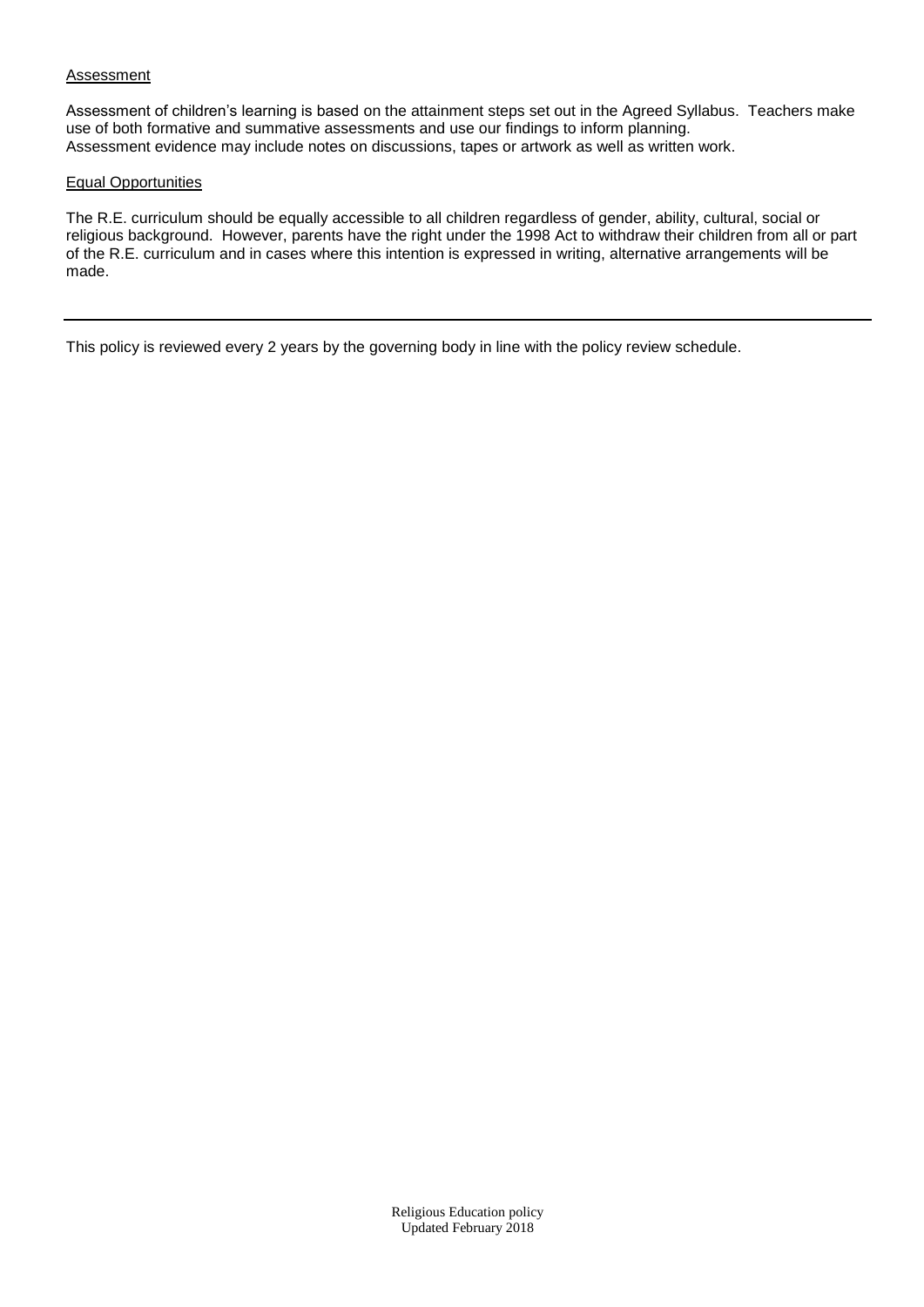<u>Assessment</u>

Assessment of children's learning is based on the attainment steps set out in the Agreed Syllabus. Teachers make use of both formative and summative assessments and use our findings to inform planning.
Assessment evidence may include notes on discussions, tapes or artwork as well as written work.

<u>Equal Opportunities</u>

The R.E. curriculum should be equally accessible to all children regardless of gender, ability, cultural, social or religious background. However, parents have the right under the 1998 Act to withdraw their children from all or part of the R.E. curriculum and in cases where this intention is expressed in writing, alternative arrangements will be made.

---

This policy is reviewed every 2 years by the governing body in line with the policy review schedule.

Religious Education policy
Updated February 2018